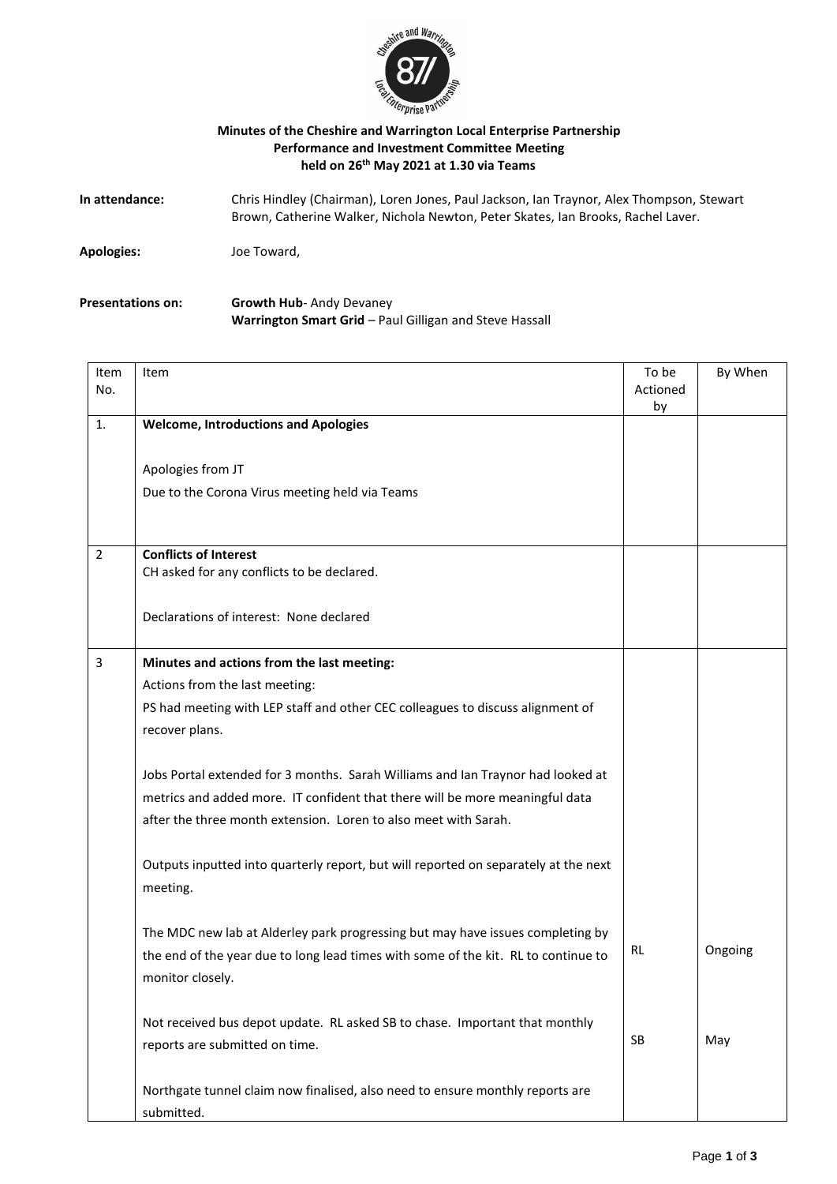**Minutes of the Cheshire and Warrington Local Enterprise Partnership Performance and Investment Committee Meeting held on 26th May 2021 at 1.30 via Teams**

**In attendance:** Chris Hindley (Chairman), Loren Jones, Paul Jackson, Ian Traynor, Alex Thompson, Stewart Brown, Catherine Walker, Nichola Newton, Peter Skates, Ian Brooks, Rachel Laver.

**Apologies:** Joe Toward,

**Presentations on:** **Growth Hub**- Andy Devaney
**Warrington Smart Grid** – Paul Gilligan and Steve Hassall

| Item No. | Item | To be Actioned by | By When |
|---|---|---|---|
| 1. | **Welcome, Introductions and Apologies**<br><br>Apologies from JT<br>Due to the Corona Virus meeting held via Teams | | |
| 2 | **Conflicts of Interest**<br>CH asked for any conflicts to be declared.<br><br>Declarations of interest: None declared | | |
| 3 | **Minutes and actions from the last meeting:**<br>Actions from the last meeting:<br>PS had meeting with LEP staff and other CEC colleagues to discuss alignment of recover plans.<br><br>Jobs Portal extended for 3 months. Sarah Williams and Ian Traynor had looked at metrics and added more. IT confident that there will be more meaningful data after the three month extension. Loren to also meet with Sarah.<br><br>Outputs inputted into quarterly report, but will reported on separately at the next meeting.<br><br>The MDC new lab at Alderley park progressing but may have issues completing by the end of the year due to long lead times with some of the kit. RL to continue to monitor closely. | RL | Ongoing |
| | Not received bus depot update. RL asked SB to chase. Important that monthly reports are submitted on time. | SB | May |
| | Northgate tunnel claim now finalised, also need to ensure monthly reports are submitted. | | |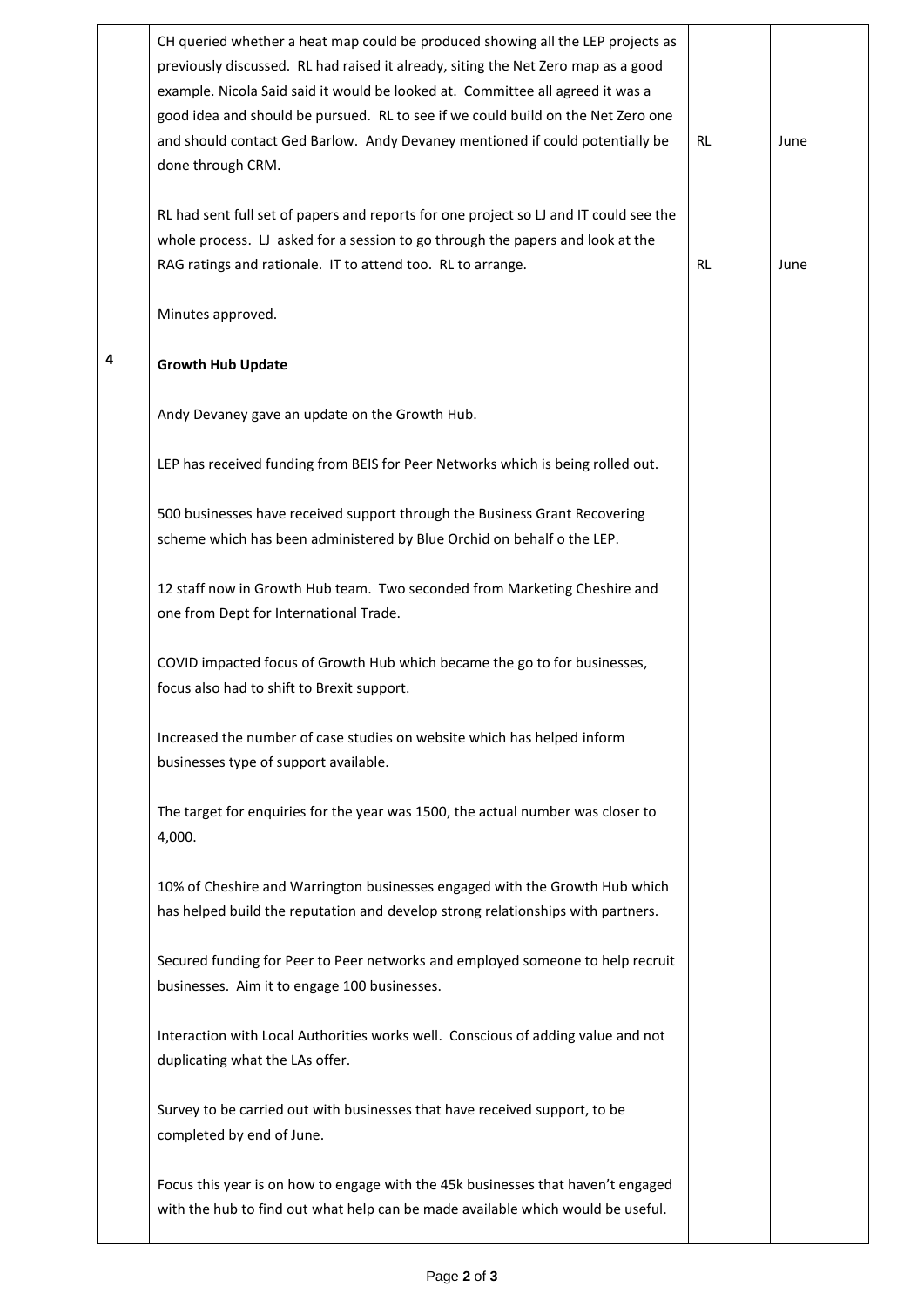| | | | |
|---|---|---|---|
| | CH queried whether a heat map could be produced showing all the LEP projects as previously discussed. RL had raised it already, siting the Net Zero map as a good example. Nicola Said said it would be looked at. Committee all agreed it was a good idea and should be pursued. RL to see if we could build on the Net Zero one and should contact Ged Barlow. Andy Devaney mentioned if could potentially be done through CRM. | RL | June |
| | RL had sent full set of papers and reports for one project so LJ and IT could see the whole process. LJ asked for a session to go through the papers and look at the RAG ratings and rationale. IT to attend too. RL to arrange. | RL | June |
| | Minutes approved. | | |
| 4 | **Growth Hub Update**<br><br>Andy Devaney gave an update on the Growth Hub.<br><br>LEP has received funding from BEIS for Peer Networks which is being rolled out.<br><br>500 businesses have received support through the Business Grant Recovering scheme which has been administered by Blue Orchid on behalf o the LEP.<br><br>12 staff now in Growth Hub team. Two seconded from Marketing Cheshire and one from Dept for International Trade.<br><br>COVID impacted focus of Growth Hub which became the go to for businesses, focus also had to shift to Brexit support.<br><br>Increased the number of case studies on website which has helped inform businesses type of support available.<br><br>The target for enquiries for the year was 1500, the actual number was closer to 4,000.<br><br>10% of Cheshire and Warrington businesses engaged with the Growth Hub which has helped build the reputation and develop strong relationships with partners.<br><br>Secured funding for Peer to Peer networks and employed someone to help recruit businesses. Aim it to engage 100 businesses.<br><br>Interaction with Local Authorities works well. Conscious of adding value and not duplicating what the LAs offer.<br><br>Survey to be carried out with businesses that have received support, to be completed by end of June.<br><br>Focus this year is on how to engage with the 45k businesses that haven't engaged with the hub to find out what help can be made available which would be useful. | | |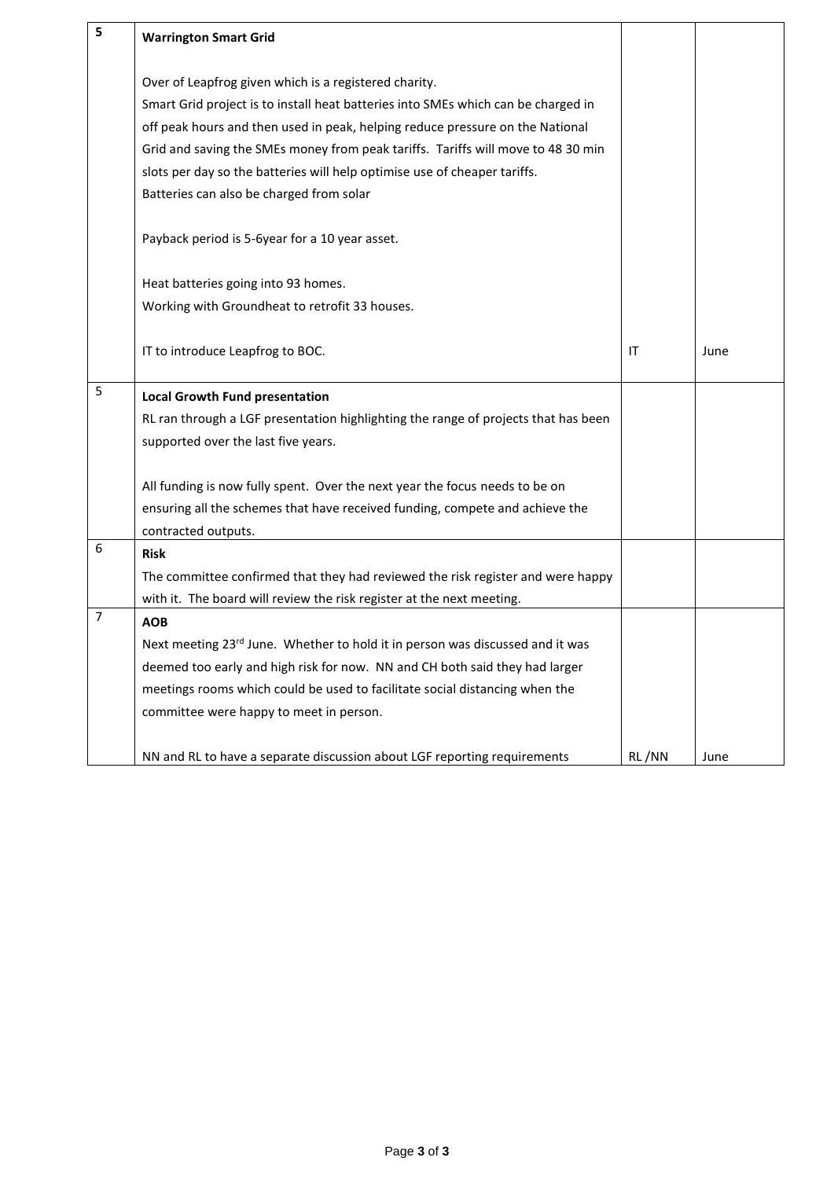| | | | |
|---|---|---|---|
| **5** | **Warrington Smart Grid**<br><br>Over of Leapfrog given which is a registered charity.<br>Smart Grid project is to install heat batteries into SMEs which can be charged in off peak hours and then used in peak, helping reduce pressure on the National Grid and saving the SMEs money from peak tariffs. Tariffs will move to 48 30 min slots per day so the batteries will help optimise use of cheaper tariffs.<br>Batteries can also be charged from solar<br><br>Payback period is 5-6year for a 10 year asset.<br><br>Heat batteries going into 93 homes.<br>Working with Groundheat to retrofit 33 houses.<br><br>IT to introduce Leapfrog to BOC. | IT | June |
| 5 | **Local Growth Fund presentation**<br>RL ran through a LGF presentation highlighting the range of projects that has been supported over the last five years.<br><br>All funding is now fully spent. Over the next year the focus needs to be on ensuring all the schemes that have received funding, compete and achieve the contracted outputs. | | |
| 6 | **Risk**<br>The committee confirmed that they had reviewed the risk register and were happy with it. The board will review the risk register at the next meeting. | | |
| 7 | **AOB**<br>Next meeting 23rd June. Whether to hold it in person was discussed and it was deemed too early and high risk for now. NN and CH both said they had larger meetings rooms which could be used to facilitate social distancing when the committee were happy to meet in person.<br><br>NN and RL to have a separate discussion about LGF reporting requirements | RL /NN | June |